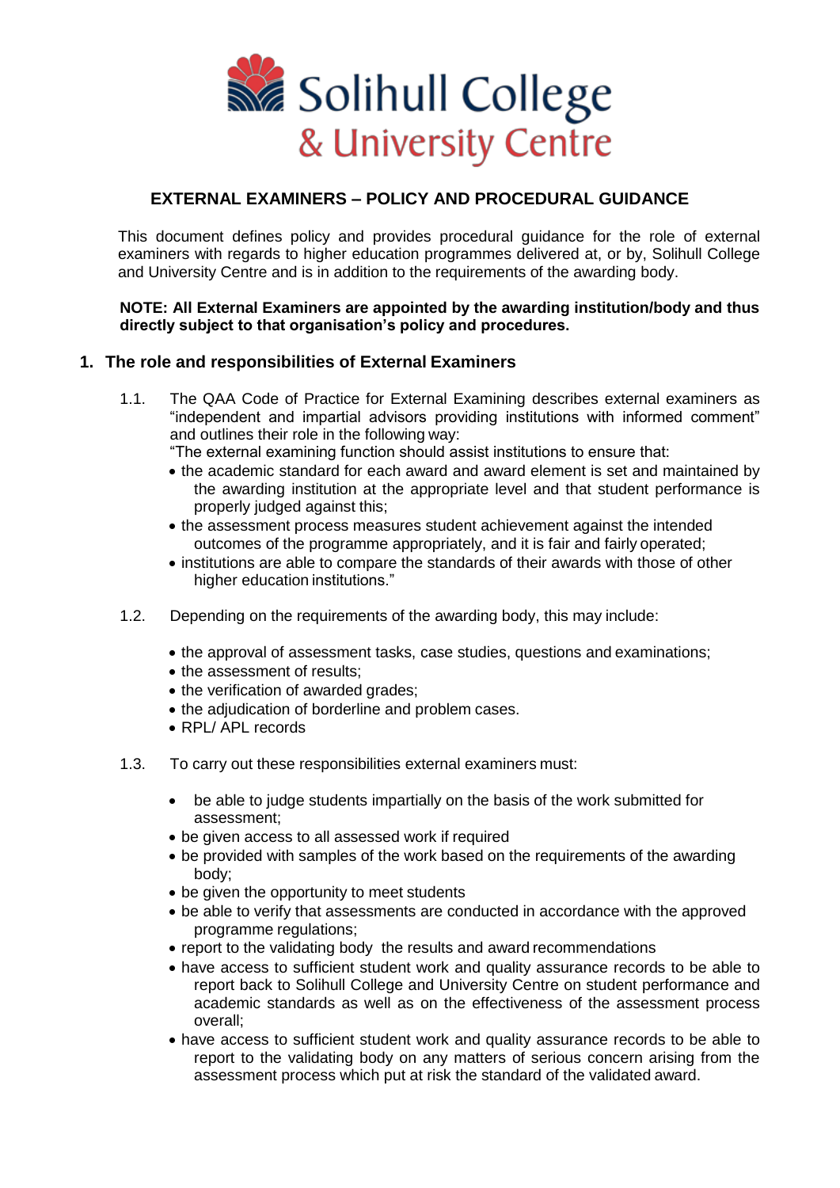Solihull College & University Centre

# EXTERNAL EXAMINERS – POLICY AND PROCEDURAL GUIDANCE

This document defines policy and provides procedural guidance for the role of external examiners with regards to higher education programmes delivered at, or by, Solihull College and University Centre and is in addition to the requirements of the awarding body.

**NOTE: All External Examiners are appointed by the awarding institution/body and thus directly subject to that organisation's policy and procedures.**

## 1. The role and responsibilities of External Examiners

1.1. The QAA Code of Practice for External Examining describes external examiners as "independent and impartial advisors providing institutions with informed comment" and outlines their role in the following way:
"The external examining function should assist institutions to ensure that:

- the academic standard for each award and award element is set and maintained by the awarding institution at the appropriate level and that student performance is properly judged against this;
- the assessment process measures student achievement against the intended outcomes of the programme appropriately, and it is fair and fairly operated;
- institutions are able to compare the standards of their awards with those of other higher education institutions."

1.2. Depending on the requirements of the awarding body, this may include:

- the approval of assessment tasks, case studies, questions and examinations;
- the assessment of results;
- the verification of awarded grades;
- the adjudication of borderline and problem cases.
- RPL/ APL records

1.3. To carry out these responsibilities external examiners must:

- be able to judge students impartially on the basis of the work submitted for assessment;
- be given access to all assessed work if required
- be provided with samples of the work based on the requirements of the awarding body;
- be given the opportunity to meet students
- be able to verify that assessments are conducted in accordance with the approved programme regulations;
- report to the validating body the results and award recommendations
- have access to sufficient student work and quality assurance records to be able to report back to Solihull College and University Centre on student performance and academic standards as well as on the effectiveness of the assessment process overall;
- have access to sufficient student work and quality assurance records to be able to report to the validating body on any matters of serious concern arising from the assessment process which put at risk the standard of the validated award.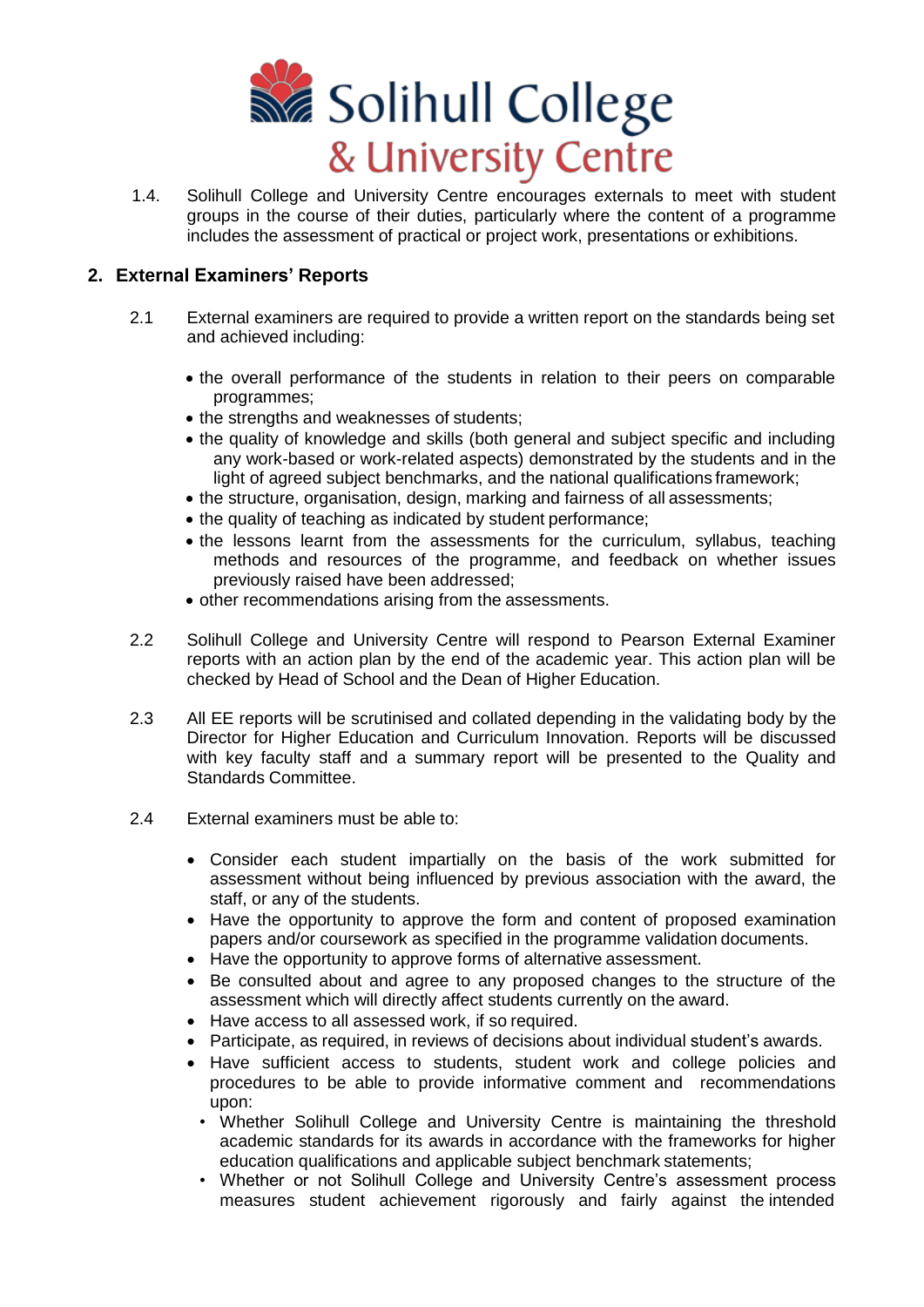1.4. Solihull College and University Centre encourages externals to meet with student groups in the course of their duties, particularly where the content of a programme includes the assessment of practical or project work, presentations or exhibitions.

## 2. External Examiners' Reports

2.1 External examiners are required to provide a written report on the standards being set and achieved including:

- the overall performance of the students in relation to their peers on comparable programmes;
- the strengths and weaknesses of students;
- the quality of knowledge and skills (both general and subject specific and including any work-based or work-related aspects) demonstrated by the students and in the light of agreed subject benchmarks, and the national qualifications framework;
- the structure, organisation, design, marking and fairness of all assessments;
- the quality of teaching as indicated by student performance;
- the lessons learnt from the assessments for the curriculum, syllabus, teaching methods and resources of the programme, and feedback on whether issues previously raised have been addressed;
- other recommendations arising from the assessments.

2.2 Solihull College and University Centre will respond to Pearson External Examiner reports with an action plan by the end of the academic year. This action plan will be checked by Head of School and the Dean of Higher Education.

2.3 All EE reports will be scrutinised and collated depending in the validating body by the Director for Higher Education and Curriculum Innovation. Reports will be discussed with key faculty staff and a summary report will be presented to the Quality and Standards Committee.

2.4 External examiners must be able to:

- Consider each student impartially on the basis of the work submitted for assessment without being influenced by previous association with the award, the staff, or any of the students.
- Have the opportunity to approve the form and content of proposed examination papers and/or coursework as specified in the programme validation documents.
- Have the opportunity to approve forms of alternative assessment.
- Be consulted about and agree to any proposed changes to the structure of the assessment which will directly affect students currently on the award.
- Have access to all assessed work, if so required.
- Participate, as required, in reviews of decisions about individual student's awards.
- Have sufficient access to students, student work and college policies and procedures to be able to provide informative comment and recommendations upon:
  - Whether Solihull College and University Centre is maintaining the threshold academic standards for its awards in accordance with the frameworks for higher education qualifications and applicable subject benchmark statements;
  - Whether or not Solihull College and University Centre's assessment process measures student achievement rigorously and fairly against the intended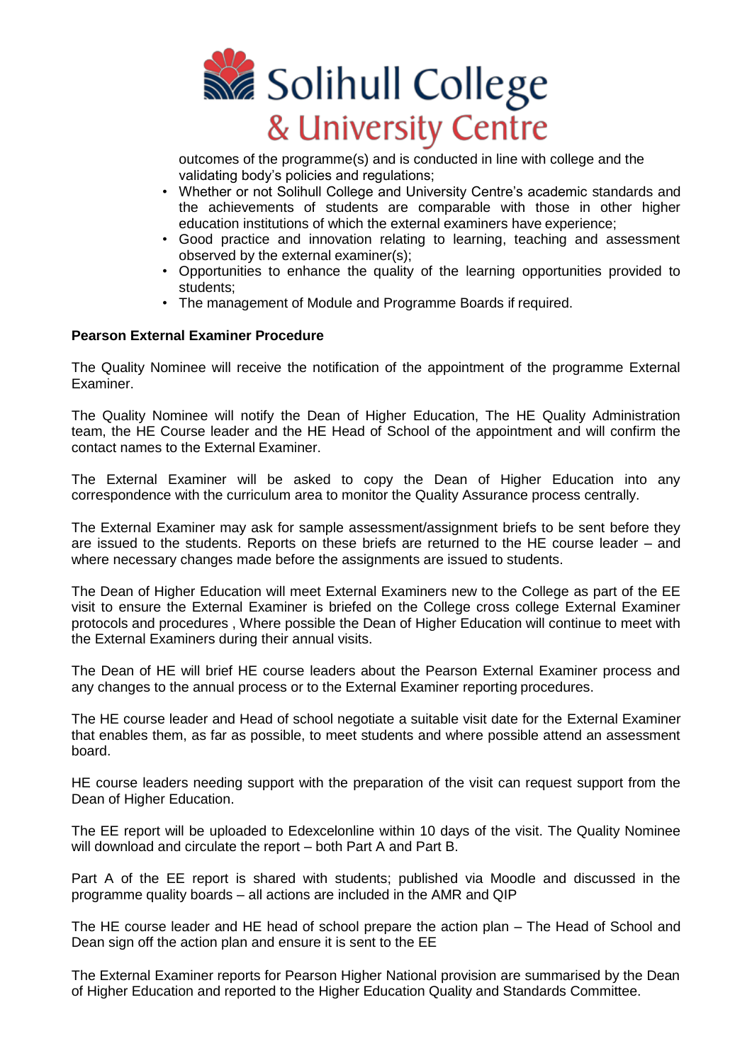outcomes of the programme(s) and is conducted in line with college and the validating body's policies and regulations;

- Whether or not Solihull College and University Centre's academic standards and the achievements of students are comparable with those in other higher education institutions of which the external examiners have experience;
- Good practice and innovation relating to learning, teaching and assessment observed by the external examiner(s);
- Opportunities to enhance the quality of the learning opportunities provided to students;
- The management of Module and Programme Boards if required.

**Pearson External Examiner Procedure**

The Quality Nominee will receive the notification of the appointment of the programme External Examiner.

The Quality Nominee will notify the Dean of Higher Education, The HE Quality Administration team, the HE Course leader and the HE Head of School of the appointment and will confirm the contact names to the External Examiner.

The External Examiner will be asked to copy the Dean of Higher Education into any correspondence with the curriculum area to monitor the Quality Assurance process centrally.

The External Examiner may ask for sample assessment/assignment briefs to be sent before they are issued to the students. Reports on these briefs are returned to the HE course leader – and where necessary changes made before the assignments are issued to students.

The Dean of Higher Education will meet External Examiners new to the College as part of the EE visit to ensure the External Examiner is briefed on the College cross college External Examiner protocols and procedures , Where possible the Dean of Higher Education will continue to meet with the External Examiners during their annual visits.

The Dean of HE will brief HE course leaders about the Pearson External Examiner process and any changes to the annual process or to the External Examiner reporting procedures.

The HE course leader and Head of school negotiate a suitable visit date for the External Examiner that enables them, as far as possible, to meet students and where possible attend an assessment board.

HE course leaders needing support with the preparation of the visit can request support from the Dean of Higher Education.

The EE report will be uploaded to Edexcelonline within 10 days of the visit. The Quality Nominee will download and circulate the report – both Part A and Part B.

Part A of the EE report is shared with students; published via Moodle and discussed in the programme quality boards – all actions are included in the AMR and QIP

The HE course leader and HE head of school prepare the action plan – The Head of School and Dean sign off the action plan and ensure it is sent to the EE

The External Examiner reports for Pearson Higher National provision are summarised by the Dean of Higher Education and reported to the Higher Education Quality and Standards Committee.